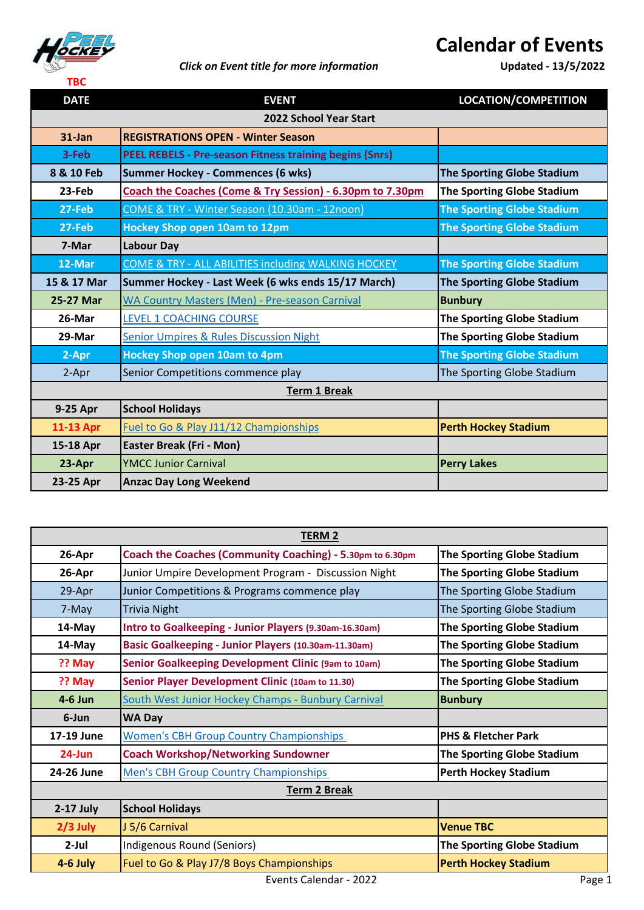# Calendar of Events

*Click on Event title for more information*

**Updated - 13/5/2022**

TBC

| DATE | EVENT | LOCATION/COMPETITION |
|---|---|---|
| | **2022 School Year Start** | |
| **31-Jan** | **REGISTRATIONS OPEN - Winter Season** | |
| **3-Feb** | **PEEL REBELS - Pre-season Fitness training begins (Snrs)** | |
| **8 & 10 Feb** | **Summer Hockey - Commences (6 wks)** | **The Sporting Globe Stadium** |
| **23-Feb** | **Coach the Coaches (Come & Try Session) - 6.30pm to 7.30pm** | **The Sporting Globe Stadium** |
| **27-Feb** | COME & TRY - Winter Season (10.30am - 12noon) | **The Sporting Globe Stadium** |
| **27-Feb** | **Hockey Shop open 10am to 12pm** | **The Sporting Globe Stadium** |
| **7-Mar** | **Labour Day** | |
| **12-Mar** | COME & TRY - ALL ABILITIES including WALKING HOCKEY | **The Sporting Globe Stadium** |
| **15 & 17 Mar** | **Summer Hockey - Last Week (6 wks ends 15/17 March)** | **The Sporting Globe Stadium** |
| **25-27 Mar** | WA Country Masters (Men) - Pre-season Carnival | **Bunbury** |
| **26-Mar** | LEVEL 1 COACHING COURSE | **The Sporting Globe Stadium** |
| **29-Mar** | Senior Umpires & Rules Discussion Night | **The Sporting Globe Stadium** |
| **2-Apr** | **Hockey Shop open 10am to 4pm** | **The Sporting Globe Stadium** |
| 2-Apr | Senior Competitions commence play | The Sporting Globe Stadium |
| | **Term 1 Break** | |
| **9-25 Apr** | **School Holidays** | |
| **11-13 Apr** | Fuel to Go & Play J11/12 Championships | **Perth Hockey Stadium** |
| **15-18 Apr** | **Easter Break (Fri - Mon)** | |
| **23-Apr** | YMCC Junior Carnival | **Perry Lakes** |
| **23-25 Apr** | **Anzac Day Long Weekend** | |

| DATE | EVENT | LOCATION/COMPETITION |
|---|---|---|
| | **TERM 2** | |
| **26-Apr** | **Coach the Coaches (Community Coaching) - 5.30pm to 6.30pm** | **The Sporting Globe Stadium** |
| **26-Apr** | Junior Umpire Development Program - Discussion Night | **The Sporting Globe Stadium** |
| 29-Apr | Junior Competitions & Programs commence play | The Sporting Globe Stadium |
| 7-May | Trivia Night | The Sporting Globe Stadium |
| **14-May** | **Intro to Goalkeeping - Junior Players (9.30am-16.30am)** | **The Sporting Globe Stadium** |
| **14-May** | **Basic Goalkeeping - Junior Players (10.30am-11.30am)** | **The Sporting Globe Stadium** |
| **?? May** | **Senior Goalkeeping Development Clinic (9am to 10am)** | **The Sporting Globe Stadium** |
| **?? May** | **Senior Player Development Clinic (10am to 11.30)** | **The Sporting Globe Stadium** |
| **4-6 Jun** | South West Junior Hockey Champs - Bunbury Carnival | **Bunbury** |
| **6-Jun** | **WA Day** | |
| **17-19 June** | Women's CBH Group Country Championships | **PHS & Fletcher Park** |
| **24-Jun** | **Coach Workshop/Networking Sundowner** | **The Sporting Globe Stadium** |
| **24-26 June** | Men's CBH Group Country Championships | **Perth Hockey Stadium** |
| | **Term 2 Break** | |
| **2-17 July** | **School Holidays** | |
| **2/3 July** | J 5/6 Carnival | **Venue TBC** |
| **2-Jul** | Indigenous Round (Seniors) | **The Sporting Globe Stadium** |
| **4-6 July** | Fuel to Go & Play J7/8 Boys Championships | **Perth Hockey Stadium** |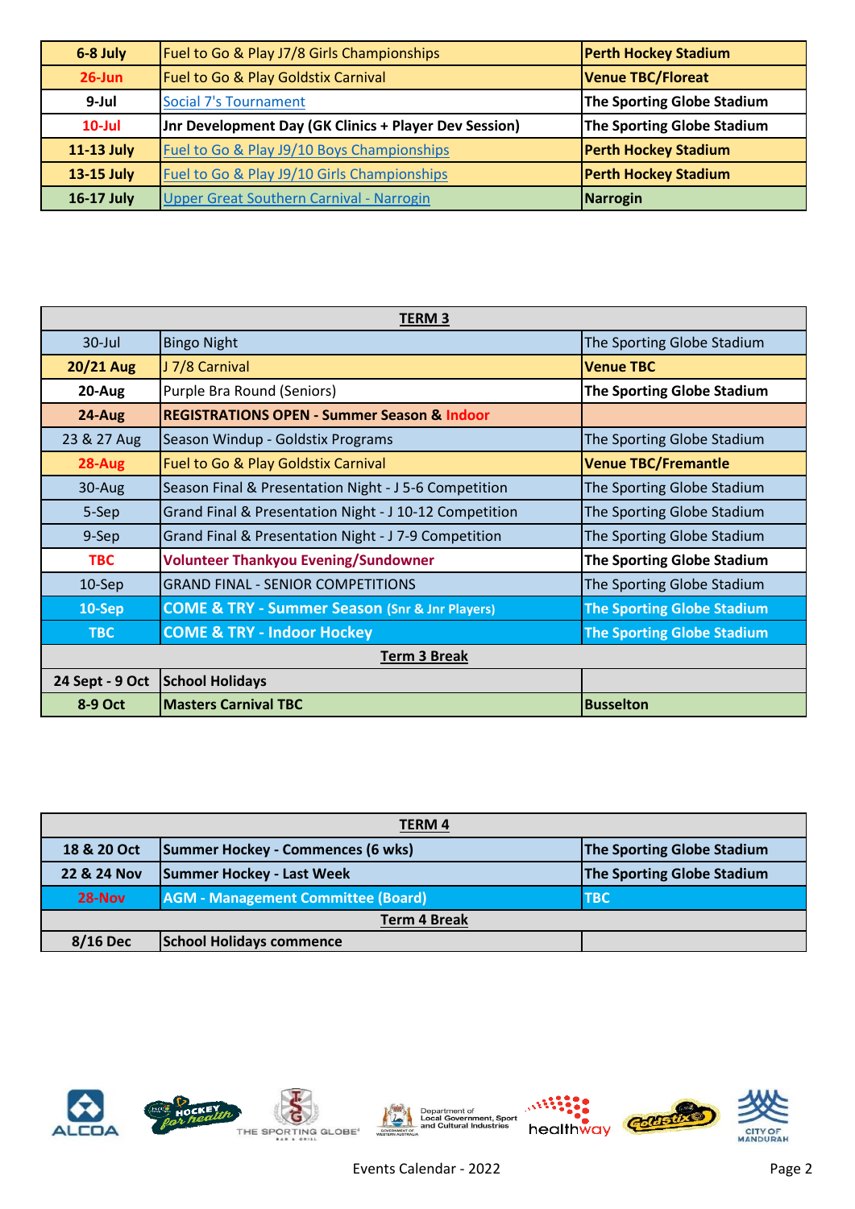| | | |
|---|---|---|
| **6-8 July** | Fuel to Go & Play J7/8 Girls Championships | **Perth Hockey Stadium** |
| **26-Jun** | Fuel to Go & Play Goldstix Carnival | **Venue TBC/Floreat** |
| **9-Jul** | Social 7's Tournament | **The Sporting Globe Stadium** |
| **10-Jul** | **Jnr Development Day (GK Clinics + Player Dev Session)** | **The Sporting Globe Stadium** |
| **11-13 July** | Fuel to Go & Play J9/10 Boys Championships | **Perth Hockey Stadium** |
| **13-15 July** | Fuel to Go & Play J9/10 Girls Championships | **Perth Hockey Stadium** |
| **16-17 July** | Upper Great Southern Carnival - Narrogin | **Narrogin** |

| **TERM 3** | | |
|---|---|---|
| 30-Jul | Bingo Night | The Sporting Globe Stadium |
| **20/21 Aug** | J 7/8 Carnival | **Venue TBC** |
| **20-Aug** | Purple Bra Round (Seniors) | **The Sporting Globe Stadium** |
| **24-Aug** | **REGISTRATIONS OPEN - Summer Season & Indoor** | |
| 23 & 27 Aug | Season Windup - Goldstix Programs | The Sporting Globe Stadium |
| **28-Aug** | Fuel to Go & Play Goldstix Carnival | **Venue TBC/Fremantle** |
| 30-Aug | Season Final & Presentation Night - J 5-6 Competition | The Sporting Globe Stadium |
| 5-Sep | Grand Final & Presentation Night - J 10-12 Competition | The Sporting Globe Stadium |
| 9-Sep | Grand Final & Presentation Night - J 7-9 Competition | The Sporting Globe Stadium |
| **TBC** | **Volunteer Thankyou Evening/Sundowner** | **The Sporting Globe Stadium** |
| 10-Sep | GRAND FINAL - SENIOR COMPETITIONS | The Sporting Globe Stadium |
| **10-Sep** | **COME & TRY - Summer Season (Snr & Jnr Players)** | **The Sporting Globe Stadium** |
| **TBC** | **COME & TRY - Indoor Hockey** | **The Sporting Globe Stadium** |
| **Term 3 Break** | | |
| **24 Sept - 9 Oct** | **School Holidays** | |
| **8-9 Oct** | **Masters Carnival TBC** | **Busselton** |

| **TERM 4** | | |
|---|---|---|
| **18 & 20 Oct** | **Summer Hockey - Commences (6 wks)** | **The Sporting Globe Stadium** |
| **22 & 24 Nov** | **Summer Hockey - Last Week** | **The Sporting Globe Stadium** |
| **28-Nov** | **AGM - Management Committee (Board)** | **TBC** |
| **Term 4 Break** | | |
| **8/16 Dec** | **School Holidays commence** | |

Events Calendar - 2022